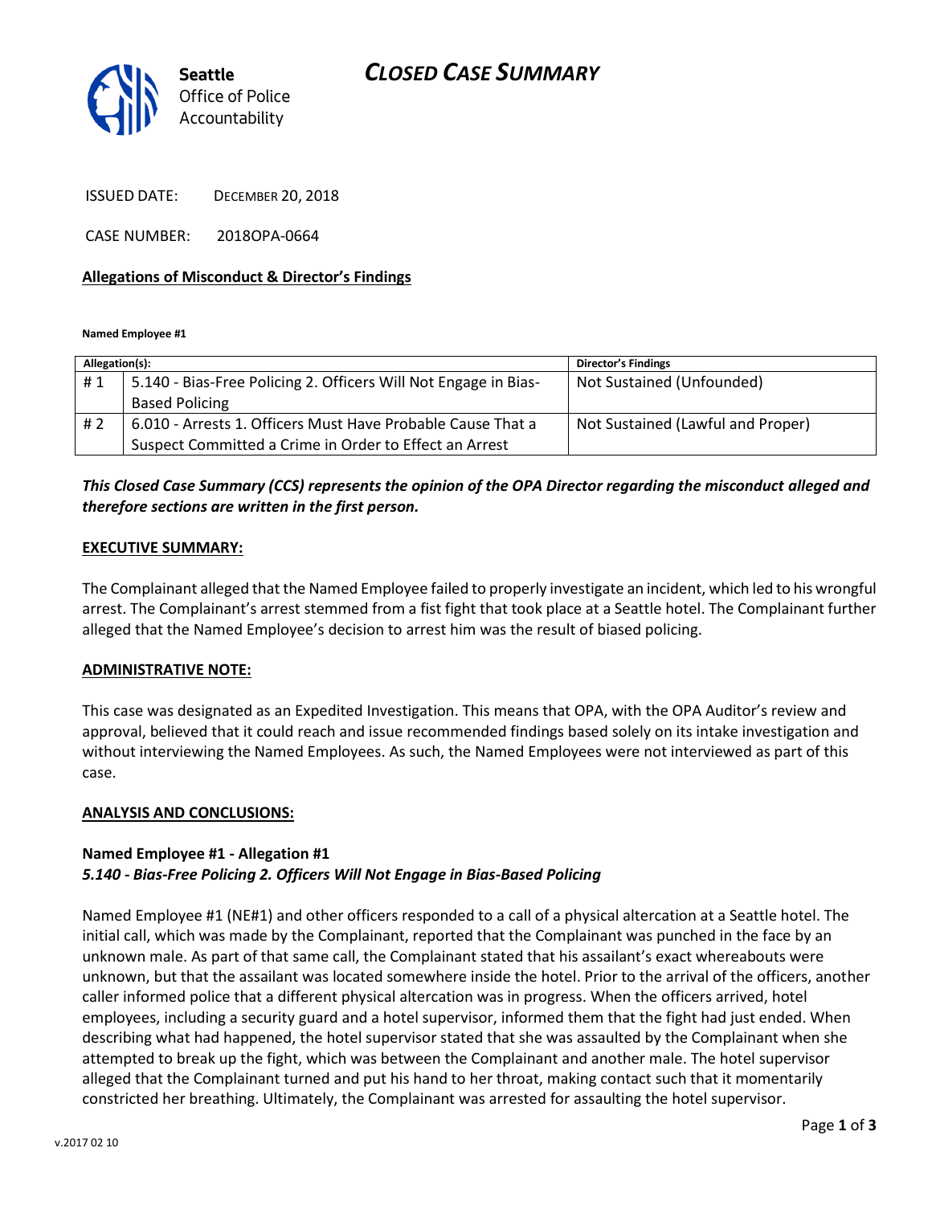Seattle Office of Police Accountability

# CLOSED CASE SUMMARY

ISSUED DATE: DECEMBER 20, 2018

CASE NUMBER: 2018OPA-0664

**Allegations of Misconduct & Director's Findings**

**Named Employee #1**

| Allegation(s): | | Director's Findings |
|---|---|---|
| # 1 | 5.140 - Bias-Free Policing 2. Officers Will Not Engage in Bias-Based Policing | Not Sustained (Unfounded) |
| # 2 | 6.010 - Arrests 1. Officers Must Have Probable Cause That a Suspect Committed a Crime in Order to Effect an Arrest | Not Sustained (Lawful and Proper) |

***This Closed Case Summary (CCS) represents the opinion of the OPA Director regarding the misconduct alleged and therefore sections are written in the first person.***

**EXECUTIVE SUMMARY:**

The Complainant alleged that the Named Employee failed to properly investigate an incident, which led to his wrongful arrest. The Complainant's arrest stemmed from a fist fight that took place at a Seattle hotel. The Complainant further alleged that the Named Employee's decision to arrest him was the result of biased policing.

**ADMINISTRATIVE NOTE:**

This case was designated as an Expedited Investigation. This means that OPA, with the OPA Auditor's review and approval, believed that it could reach and issue recommended findings based solely on its intake investigation and without interviewing the Named Employees. As such, the Named Employees were not interviewed as part of this case.

**ANALYSIS AND CONCLUSIONS:**

**Named Employee #1 - Allegation #1**
***5.140 - Bias-Free Policing 2. Officers Will Not Engage in Bias-Based Policing***

Named Employee #1 (NE#1) and other officers responded to a call of a physical altercation at a Seattle hotel. The initial call, which was made by the Complainant, reported that the Complainant was punched in the face by an unknown male. As part of that same call, the Complainant stated that his assailant's exact whereabouts were unknown, but that the assailant was located somewhere inside the hotel. Prior to the arrival of the officers, another caller informed police that a different physical altercation was in progress. When the officers arrived, hotel employees, including a security guard and a hotel supervisor, informed them that the fight had just ended. When describing what had happened, the hotel supervisor stated that she was assaulted by the Complainant when she attempted to break up the fight, which was between the Complainant and another male. The hotel supervisor alleged that the Complainant turned and put his hand to her throat, making contact such that it momentarily constricted her breathing. Ultimately, the Complainant was arrested for assaulting the hotel supervisor.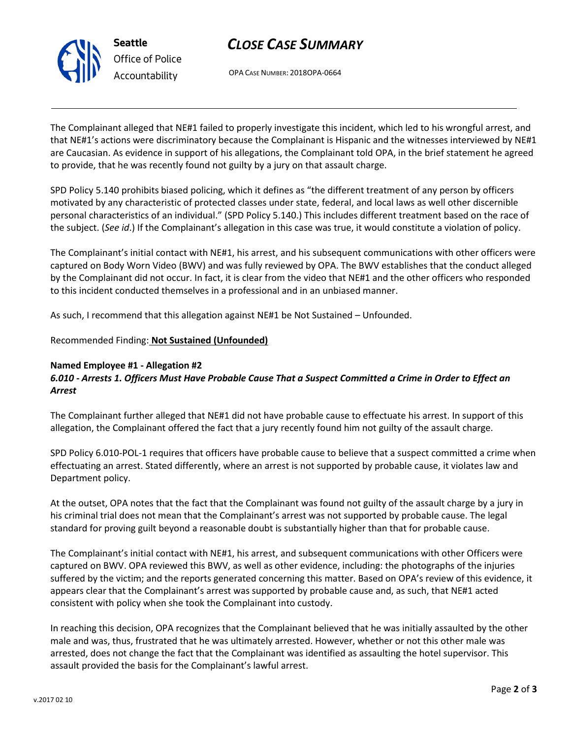The Complainant alleged that NE#1 failed to properly investigate this incident, which led to his wrongful arrest, and that NE#1's actions were discriminatory because the Complainant is Hispanic and the witnesses interviewed by NE#1 are Caucasian. As evidence in support of his allegations, the Complainant told OPA, in the brief statement he agreed to provide, that he was recently found not guilty by a jury on that assault charge.

SPD Policy 5.140 prohibits biased policing, which it defines as "the different treatment of any person by officers motivated by any characteristic of protected classes under state, federal, and local laws as well other discernible personal characteristics of an individual." (SPD Policy 5.140.) This includes different treatment based on the race of the subject. (*See id*.) If the Complainant's allegation in this case was true, it would constitute a violation of policy.

The Complainant's initial contact with NE#1, his arrest, and his subsequent communications with other officers were captured on Body Worn Video (BWV) and was fully reviewed by OPA. The BWV establishes that the conduct alleged by the Complainant did not occur. In fact, it is clear from the video that NE#1 and the other officers who responded to this incident conducted themselves in a professional and in an unbiased manner.

As such, I recommend that this allegation against NE#1 be Not Sustained – Unfounded.

Recommended Finding: **Not Sustained (Unfounded)**

**Named Employee #1 - Allegation #2**
***6.010 - Arrests 1. Officers Must Have Probable Cause That a Suspect Committed a Crime in Order to Effect an Arrest***

The Complainant further alleged that NE#1 did not have probable cause to effectuate his arrest. In support of this allegation, the Complainant offered the fact that a jury recently found him not guilty of the assault charge.

SPD Policy 6.010-POL-1 requires that officers have probable cause to believe that a suspect committed a crime when effectuating an arrest. Stated differently, where an arrest is not supported by probable cause, it violates law and Department policy.

At the outset, OPA notes that the fact that the Complainant was found not guilty of the assault charge by a jury in his criminal trial does not mean that the Complainant's arrest was not supported by probable cause. The legal standard for proving guilt beyond a reasonable doubt is substantially higher than that for probable cause.

The Complainant's initial contact with NE#1, his arrest, and subsequent communications with other Officers were captured on BWV. OPA reviewed this BWV, as well as other evidence, including: the photographs of the injuries suffered by the victim; and the reports generated concerning this matter. Based on OPA's review of this evidence, it appears clear that the Complainant's arrest was supported by probable cause and, as such, that NE#1 acted consistent with policy when she took the Complainant into custody.

In reaching this decision, OPA recognizes that the Complainant believed that he was initially assaulted by the other male and was, thus, frustrated that he was ultimately arrested. However, whether or not this other male was arrested, does not change the fact that the Complainant was identified as assaulting the hotel supervisor. This assault provided the basis for the Complainant's lawful arrest.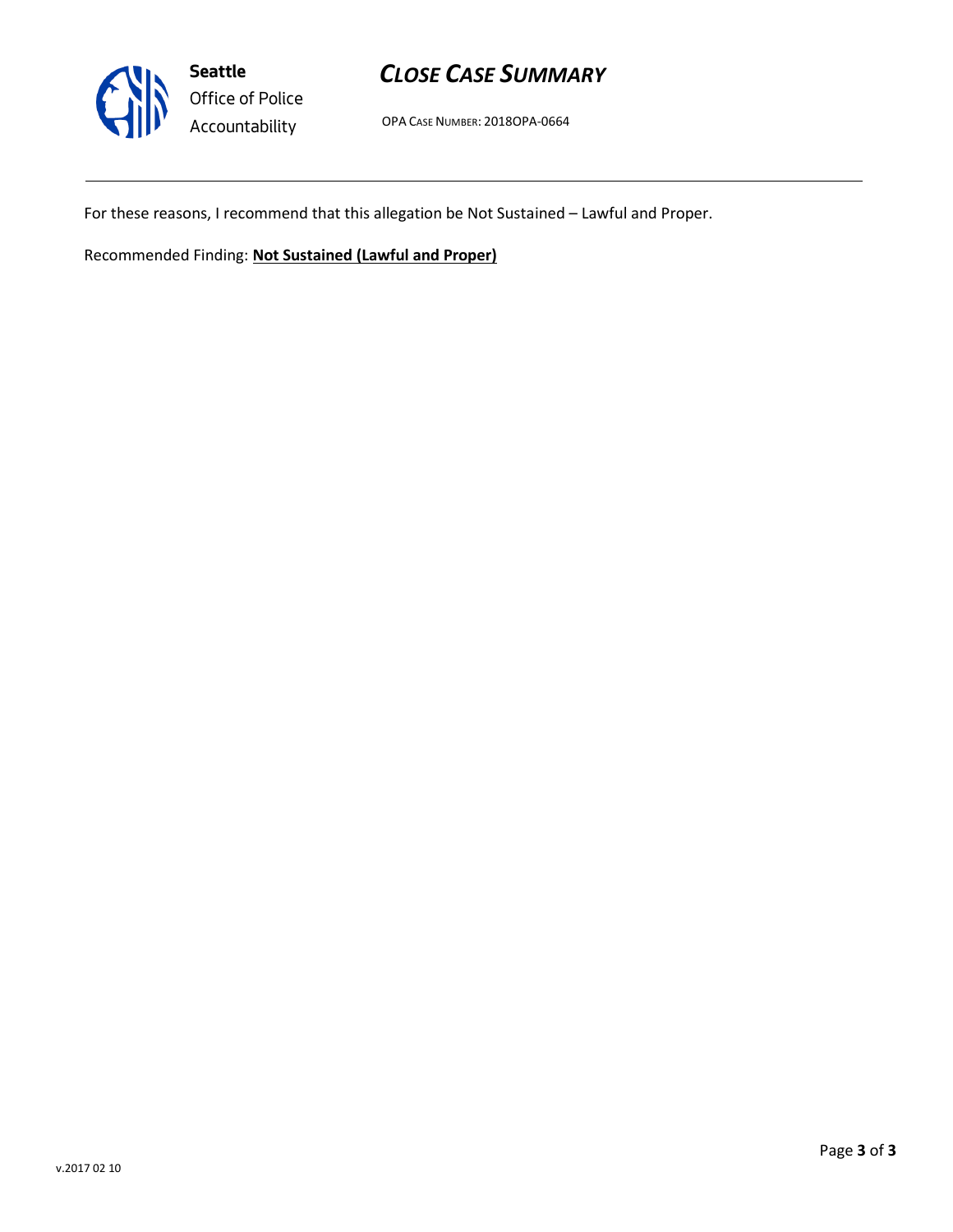For these reasons, I recommend that this allegation be Not Sustained – Lawful and Proper.

Recommended Finding: **Not Sustained (Lawful and Proper)**